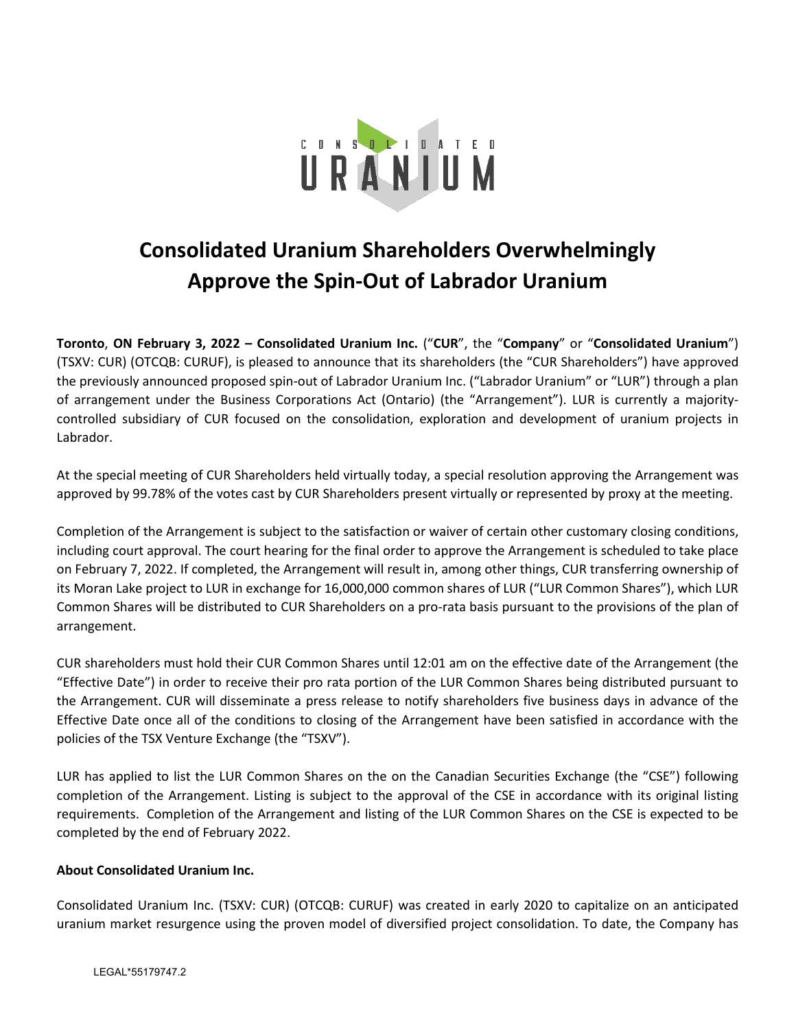# Consolidated Uranium Shareholders Overwhelmingly Approve the Spin-Out of Labrador Uranium

**Toronto**, **ON February 3, 2022 – Consolidated Uranium Inc.** ("**CUR**", the "**Company**" or "**Consolidated Uranium**") (TSXV: CUR) (OTCQB: CURUF), is pleased to announce that its shareholders (the "CUR Shareholders") have approved the previously announced proposed spin-out of Labrador Uranium Inc. ("Labrador Uranium" or "LUR") through a plan of arrangement under the Business Corporations Act (Ontario) (the "Arrangement"). LUR is currently a majority-controlled subsidiary of CUR focused on the consolidation, exploration and development of uranium projects in Labrador.

At the special meeting of CUR Shareholders held virtually today, a special resolution approving the Arrangement was approved by 99.78% of the votes cast by CUR Shareholders present virtually or represented by proxy at the meeting.

Completion of the Arrangement is subject to the satisfaction or waiver of certain other customary closing conditions, including court approval. The court hearing for the final order to approve the Arrangement is scheduled to take place on February 7, 2022. If completed, the Arrangement will result in, among other things, CUR transferring ownership of its Moran Lake project to LUR in exchange for 16,000,000 common shares of LUR ("LUR Common Shares"), which LUR Common Shares will be distributed to CUR Shareholders on a pro-rata basis pursuant to the provisions of the plan of arrangement.

CUR shareholders must hold their CUR Common Shares until 12:01 am on the effective date of the Arrangement (the "Effective Date") in order to receive their pro rata portion of the LUR Common Shares being distributed pursuant to the Arrangement. CUR will disseminate a press release to notify shareholders five business days in advance of the Effective Date once all of the conditions to closing of the Arrangement have been satisfied in accordance with the policies of the TSX Venture Exchange (the "TSXV").

LUR has applied to list the LUR Common Shares on the on the Canadian Securities Exchange (the "CSE") following completion of the Arrangement. Listing is subject to the approval of the CSE in accordance with its original listing requirements. Completion of the Arrangement and listing of the LUR Common Shares on the CSE is expected to be completed by the end of February 2022.

**About Consolidated Uranium Inc.**

Consolidated Uranium Inc. (TSXV: CUR) (OTCQB: CURUF) was created in early 2020 to capitalize on an anticipated uranium market resurgence using the proven model of diversified project consolidation. To date, the Company has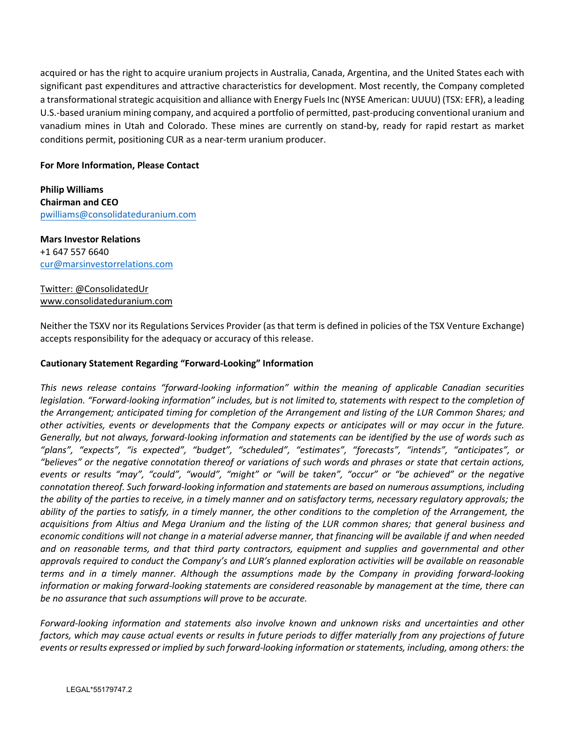acquired or has the right to acquire uranium projects in Australia, Canada, Argentina, and the United States each with significant past expenditures and attractive characteristics for development. Most recently, the Company completed a transformational strategic acquisition and alliance with Energy Fuels Inc (NYSE American: UUUU) (TSX: EFR), a leading U.S.-based uranium mining company, and acquired a portfolio of permitted, past-producing conventional uranium and vanadium mines in Utah and Colorado. These mines are currently on stand-by, ready for rapid restart as market conditions permit, positioning CUR as a near-term uranium producer.

**For More Information, Please Contact**

**Philip Williams**
**Chairman and CEO**
pwilliams@consolidateduranium.com

**Mars Investor Relations**
+1 647 557 6640
cur@marsinvestorrelations.com

Twitter: @ConsolidatedUr
www.consolidateduranium.com

Neither the TSXV nor its Regulations Services Provider (as that term is defined in policies of the TSX Venture Exchange) accepts responsibility for the adequacy or accuracy of this release.

**Cautionary Statement Regarding "Forward-Looking" Information**

*This news release contains "forward-looking information" within the meaning of applicable Canadian securities legislation. "Forward-looking information" includes, but is not limited to, statements with respect to the completion of the Arrangement; anticipated timing for completion of the Arrangement and listing of the LUR Common Shares; and other activities, events or developments that the Company expects or anticipates will or may occur in the future. Generally, but not always, forward-looking information and statements can be identified by the use of words such as "plans", "expects", "is expected", "budget", "scheduled", "estimates", "forecasts", "intends", "anticipates", or "believes" or the negative connotation thereof or variations of such words and phrases or state that certain actions, events or results "may", "could", "would", "might" or "will be taken", "occur" or "be achieved" or the negative connotation thereof. Such forward-looking information and statements are based on numerous assumptions, including the ability of the parties to receive, in a timely manner and on satisfactory terms, necessary regulatory approvals; the ability of the parties to satisfy, in a timely manner, the other conditions to the completion of the Arrangement, the acquisitions from Altius and Mega Uranium and the listing of the LUR common shares; that general business and economic conditions will not change in a material adverse manner, that financing will be available if and when needed and on reasonable terms, and that third party contractors, equipment and supplies and governmental and other approvals required to conduct the Company's and LUR's planned exploration activities will be available on reasonable terms and in a timely manner. Although the assumptions made by the Company in providing forward-looking information or making forward-looking statements are considered reasonable by management at the time, there can be no assurance that such assumptions will prove to be accurate.*

*Forward-looking information and statements also involve known and unknown risks and uncertainties and other factors, which may cause actual events or results in future periods to differ materially from any projections of future events or results expressed or implied by such forward-looking information or statements, including, among others: the*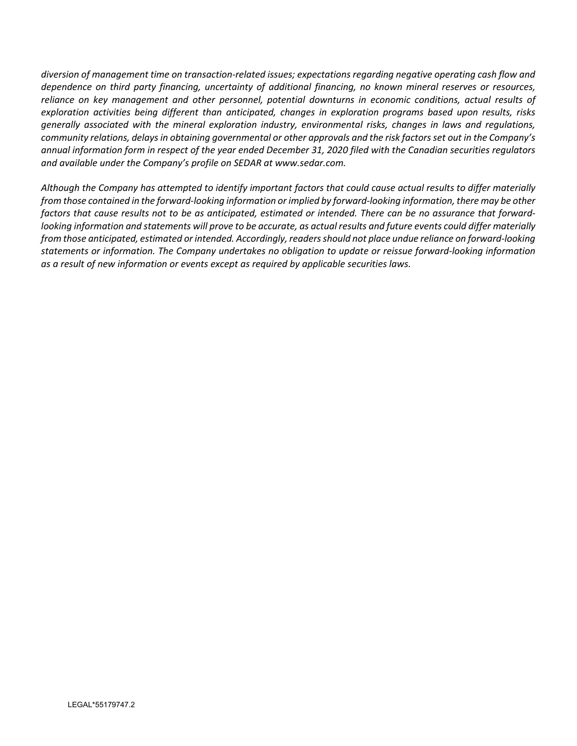*diversion of management time on transaction-related issues; expectations regarding negative operating cash flow and dependence on third party financing, uncertainty of additional financing, no known mineral reserves or resources, reliance on key management and other personnel, potential downturns in economic conditions, actual results of exploration activities being different than anticipated, changes in exploration programs based upon results, risks generally associated with the mineral exploration industry, environmental risks, changes in laws and regulations, community relations, delays in obtaining governmental or other approvals and the risk factors set out in the Company's annual information form in respect of the year ended December 31, 2020 filed with the Canadian securities regulators and available under the Company's profile on SEDAR at www.sedar.com.*

*Although the Company has attempted to identify important factors that could cause actual results to differ materially from those contained in the forward-looking information or implied by forward-looking information, there may be other factors that cause results not to be as anticipated, estimated or intended. There can be no assurance that forward-looking information and statements will prove to be accurate, as actual results and future events could differ materially from those anticipated, estimated or intended. Accordingly, readers should not place undue reliance on forward-looking statements or information. The Company undertakes no obligation to update or reissue forward-looking information as a result of new information or events except as required by applicable securities laws.*

LEGAL*55179747.2